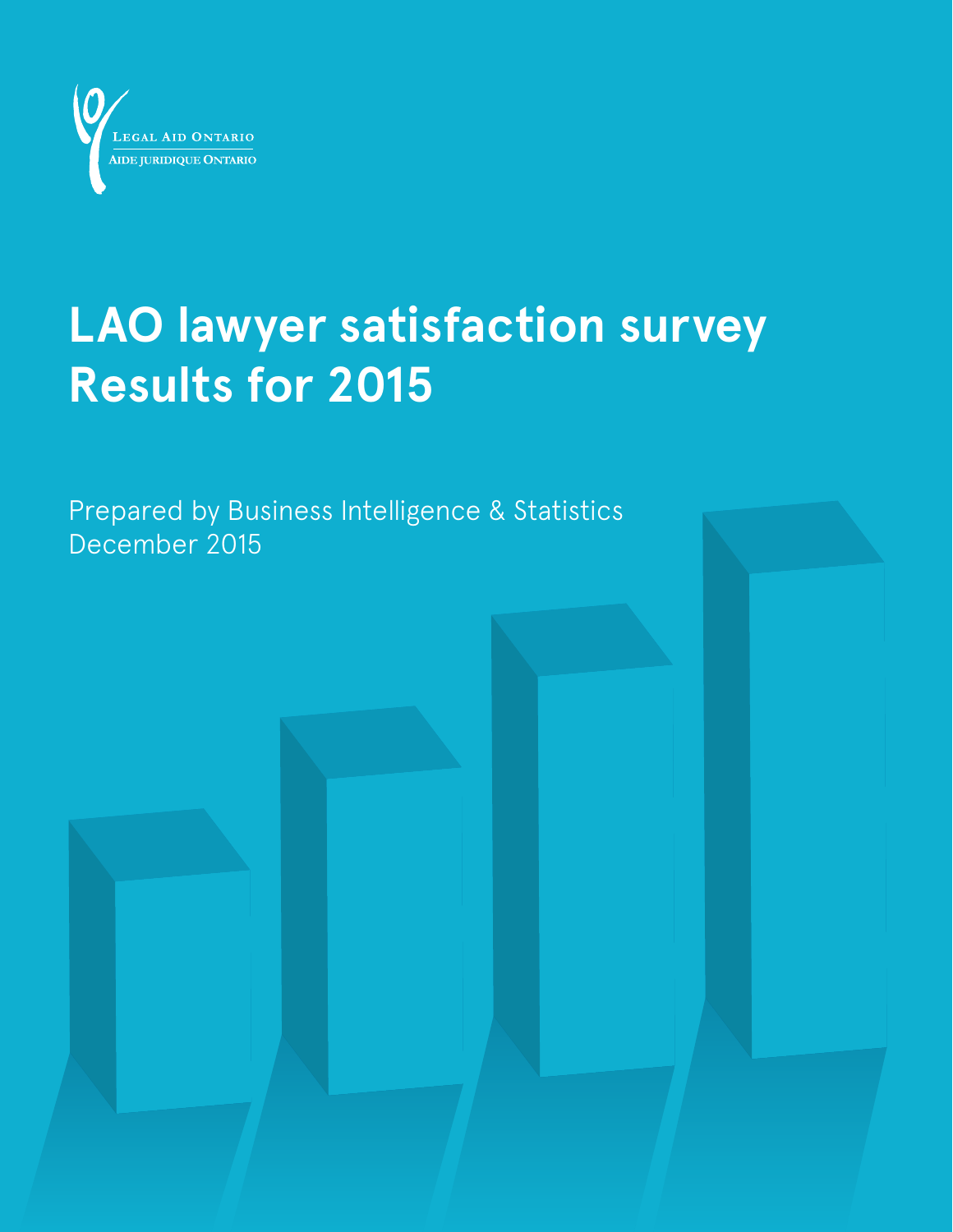Legal Aid Ontario

Aide juridique Ontario

# LAO lawyer satisfaction survey Results for 2015

Prepared by Business Intelligence & Statistics
December 2015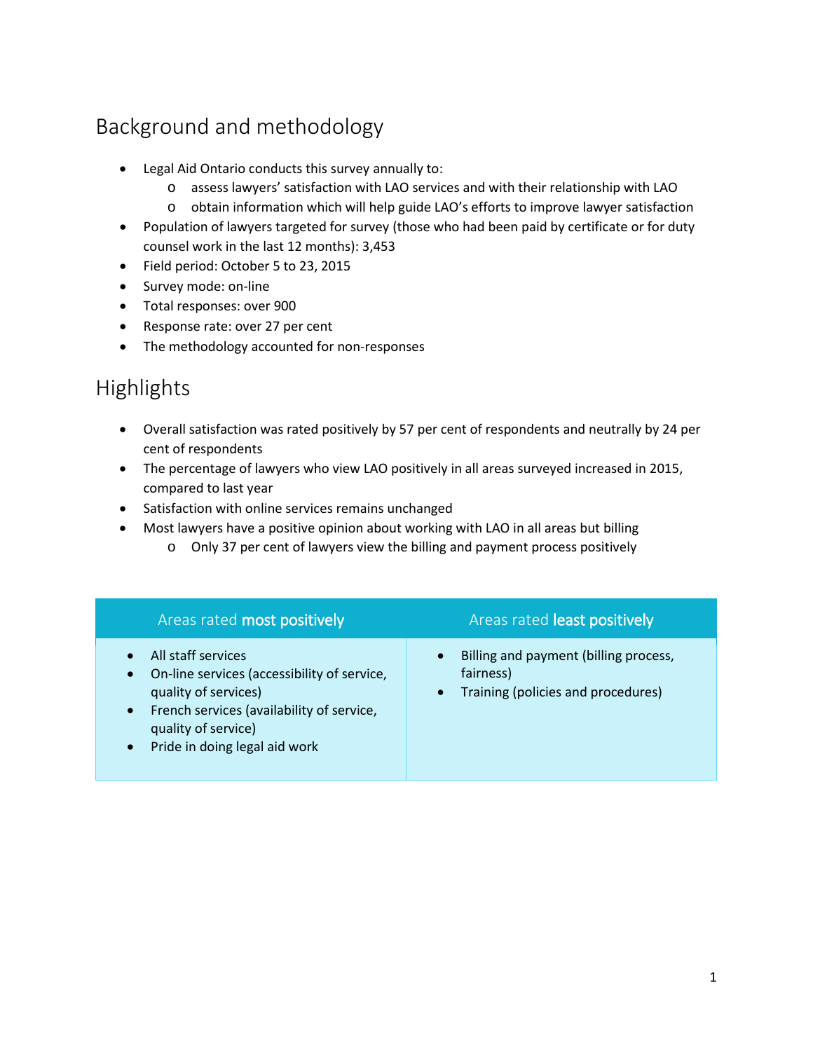## Background and methodology

- Legal Aid Ontario conducts this survey annually to:
  - assess lawyers' satisfaction with LAO services and with their relationship with LAO
  - obtain information which will help guide LAO's efforts to improve lawyer satisfaction
- Population of lawyers targeted for survey (those who had been paid by certificate or for duty counsel work in the last 12 months): 3,453
- Field period: October 5 to 23, 2015
- Survey mode: on-line
- Total responses: over 900
- Response rate: over 27 per cent
- The methodology accounted for non-responses

## Highlights

- Overall satisfaction was rated positively by 57 per cent of respondents and neutrally by 24 per cent of respondents
- The percentage of lawyers who view LAO positively in all areas surveyed increased in 2015, compared to last year
- Satisfaction with online services remains unchanged
- Most lawyers have a positive opinion about working with LAO in all areas but billing
  - Only 37 per cent of lawyers view the billing and payment process positively

| Areas rated **most positively** | Areas rated **least positively** |
| --- | --- |
| • All staff services<br>• On-line services (accessibility of service, quality of services)<br>• French services (availability of service, quality of service)<br>• Pride in doing legal aid work | • Billing and payment (billing process, fairness)<br>• Training (policies and procedures) |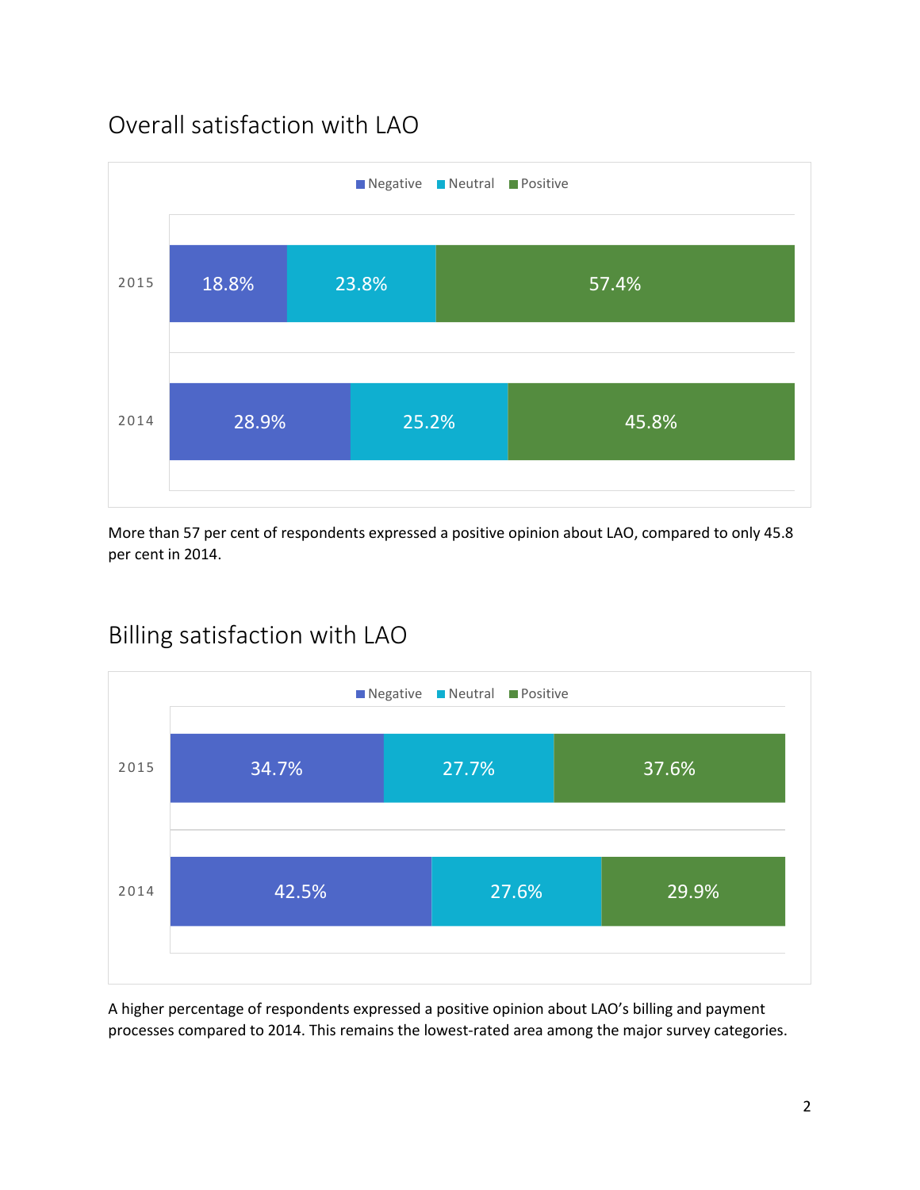## Overall satisfaction with LAO

| | Negative | Neutral | Positive |
|---|---|---|---|
| 2015 | 18.8% | 23.8% | 57.4% |
| 2014 | 28.9% | 25.2% | 45.8% |

More than 57 per cent of respondents expressed a positive opinion about LAO, compared to only 45.8 per cent in 2014.

## Billing satisfaction with LAO

| | Negative | Neutral | Positive |
|---|---|---|---|
| 2015 | 34.7% | 27.7% | 37.6% |
| 2014 | 42.5% | 27.6% | 29.9% |

A higher percentage of respondents expressed a positive opinion about LAO's billing and payment processes compared to 2014. This remains the lowest-rated area among the major survey categories.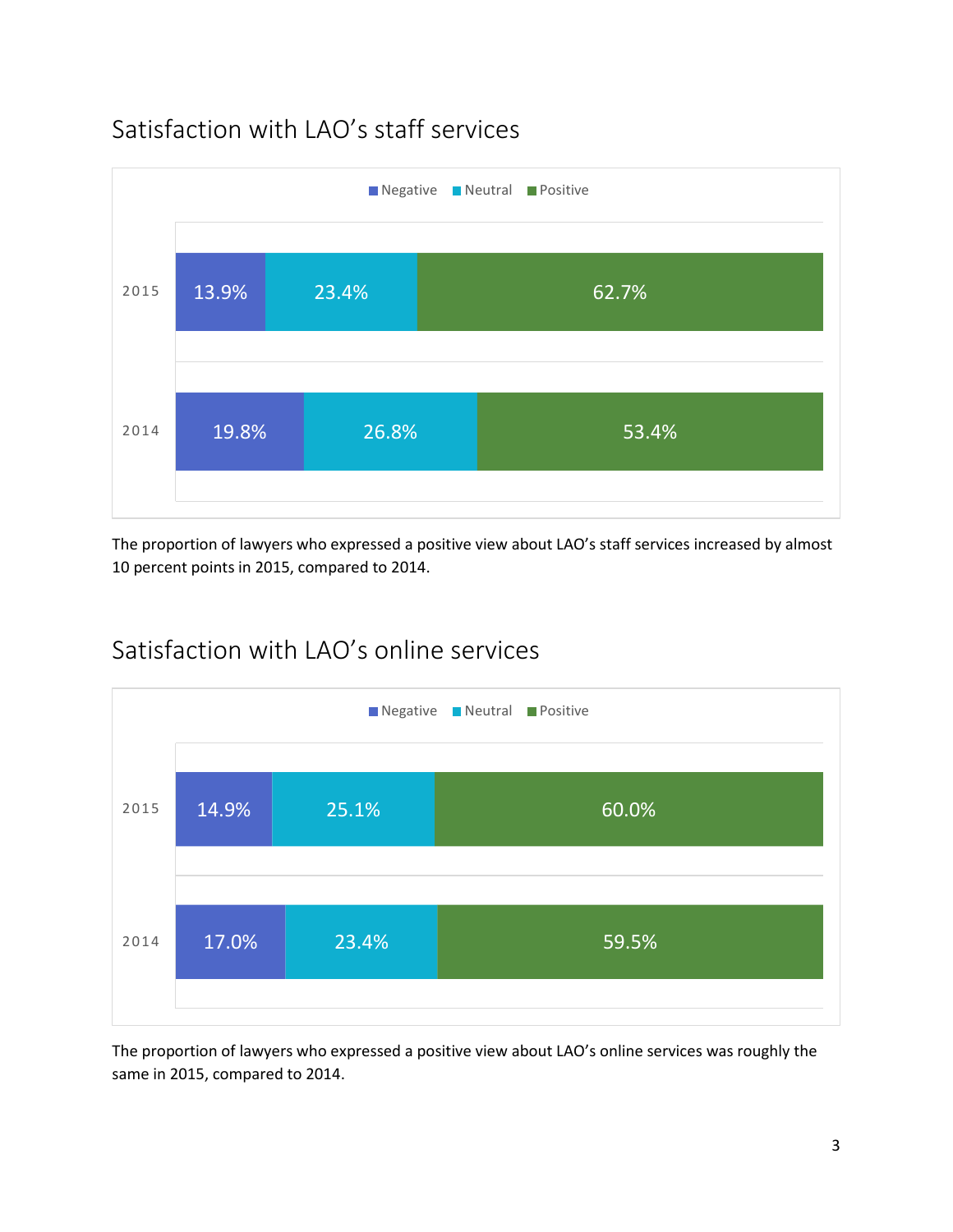## Satisfaction with LAO's staff services

Negative Neutral Positive

2015
13.9%
23.4%
62.7%

2014
19.8%
26.8%
53.4%

The proportion of lawyers who expressed a positive view about LAO's staff services increased by almost 10 percent points in 2015, compared to 2014.

## Satisfaction with LAO's online services

Negative Neutral Positive

2015
14.9%
25.1%
60.0%

2014
17.0%
23.4%
59.5%

The proportion of lawyers who expressed a positive view about LAO's online services was roughly the same in 2015, compared to 2014.